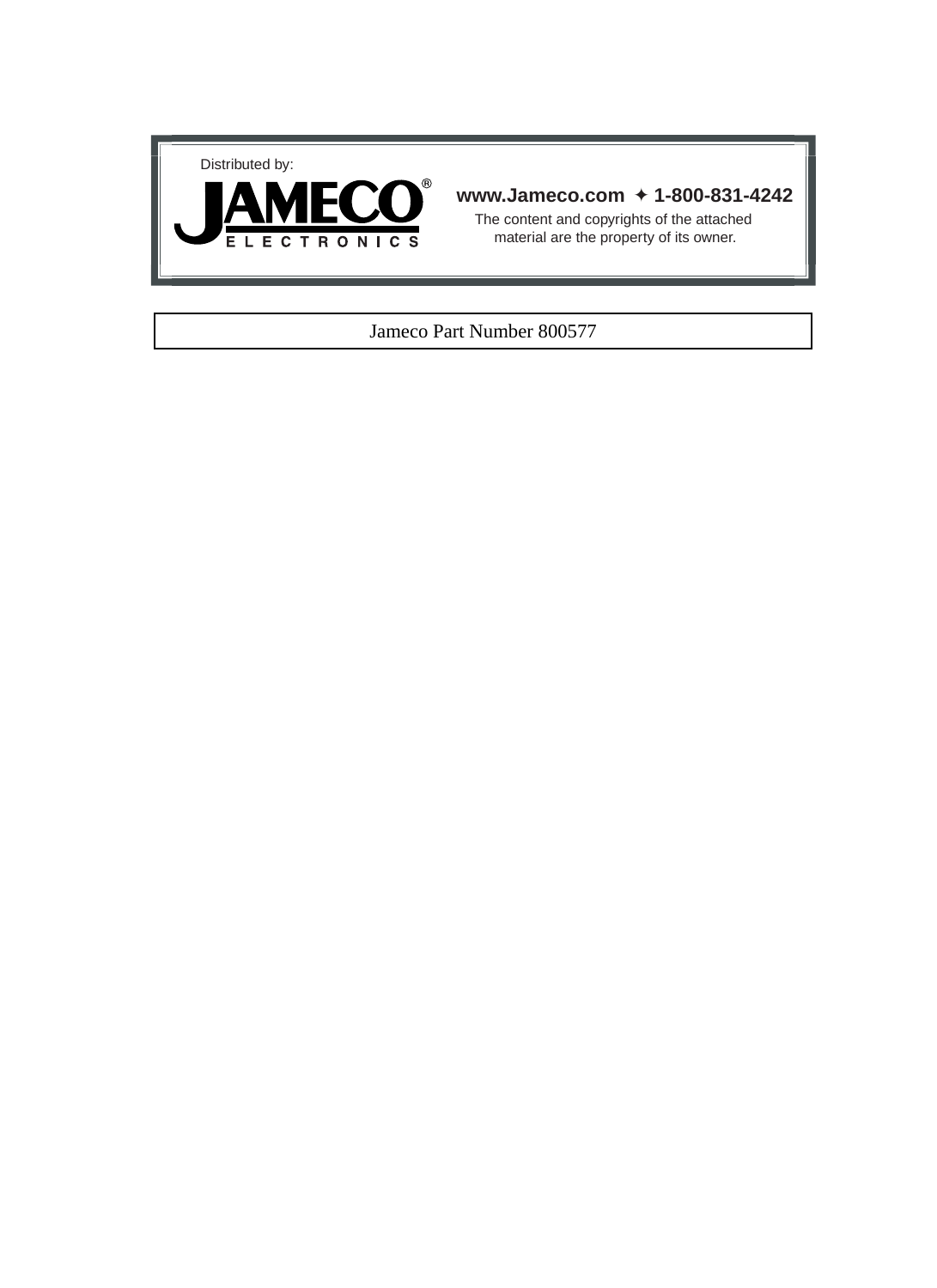Distributed by:

**JAMECO®**
ELECTRONICS

**www.Jameco.com ✦ 1-800-831-4242**

The content and copyrights of the attached material are the property of its owner.

Jameco Part Number 800577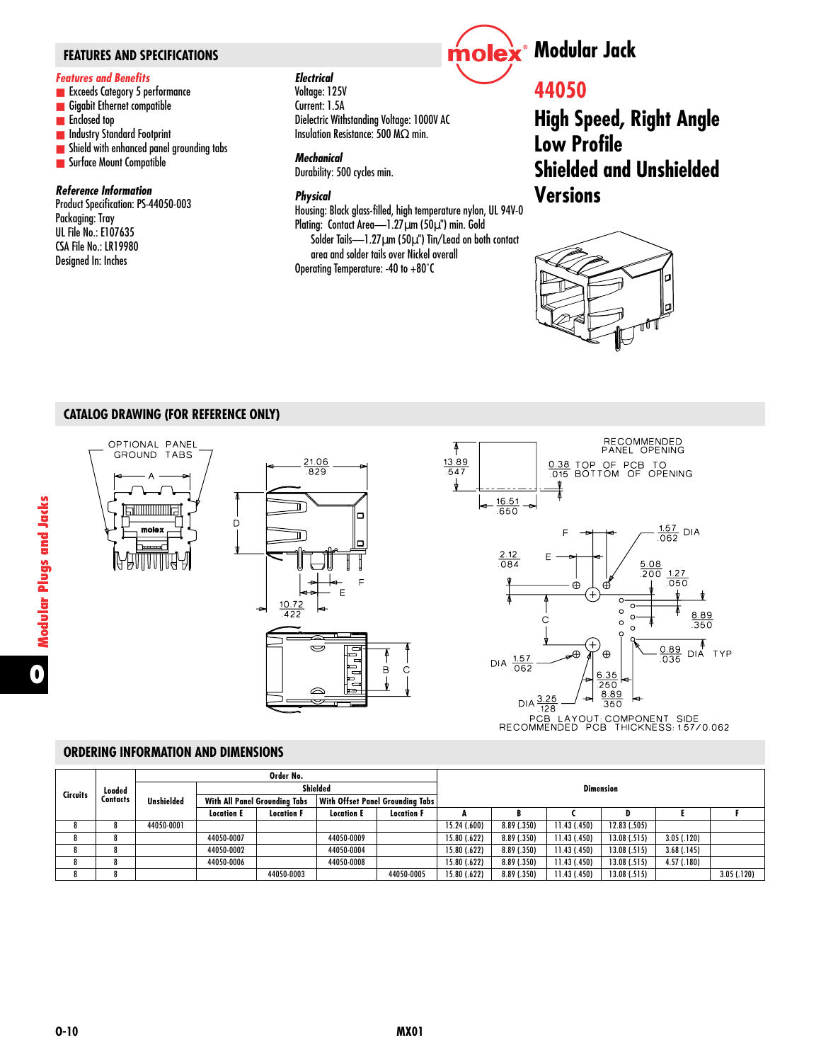# Modular Jack

# 44050

## High Speed, Right Angle Low Profile Shielded and Unshielded Versions

## FEATURES AND SPECIFICATIONS

### *Features and Benefits*

- Exceeds Category 5 performance
- Gigabit Ethernet compatible
- Enclosed top
- Industry Standard Footprint
- Shield with enhanced panel grounding tabs
- Surface Mount Compatible

### *Reference Information*

Product Specification: PS-44050-003
Packaging: Tray
UL File No.: E107635
CSA File No.: LR19980
Designed In: Inches

### *Electrical*

Voltage: 125V
Current: 1.5A
Dielectric Withstanding Voltage: 1000V AC
Insulation Resistance: 500 MΩ min.

### *Mechanical*

Durability: 500 cycles min.

### *Physical*

Housing: Black glass-filled, high temperature nylon, UL 94V-0
Plating: Contact Area—1.27µm (50µ") min. Gold
Solder Tails—1.27µm (50µ") Tin/Lead on both contact area and solder tails over Nickel overall
Operating Temperature: -40 to +80˚C

## CATALOG DRAWING (FOR REFERENCE ONLY)

OPTIONAL PANEL GROUND TABS

RECOMMENDED PANEL OPENING

0.38 TOP OF PCB TO .015 BOTTOM OF OPENING

PCB LAYOUT: COMPONENT SIDE
RECOMMENDED PCB THICKNESS: 1.57/0.062

## ORDERING INFORMATION AND DIMENSIONS

| Circuits | Loaded Contacts | Order No. | | | | | Dimension | | | | | |
|---|---|---|---|---|---|---|---|---|---|---|---|---|
| | | Unshielded | Shielded | | | | | | | | | |
| | | | With All Panel Grounding Tabs | | With Offset Panel Grounding Tabs | | | | | | | |
| | | | Location E | Location F | Location E | Location F | A | B | C | D | E | F |
| 8 | 8 | 44050-0001 | | | | | 15.24 (.600) | 8.89 (.350) | 11.43 (.450) | 12.83 (.505) | | |
| 8 | 8 | | 44050-0007 | | 44050-0009 | | 15.80 (.622) | 8.89 (.350) | 11.43 (.450) | 13.08 (.515) | 3.05 (.120) | |
| 8 | 8 | | 44050-0002 | | 44050-0004 | | 15.80 (.622) | 8.89 (.350) | 11.43 (.450) | 13.08 (.515) | 3.68 (.145) | |
| 8 | 8 | | 44050-0006 | | 44050-0008 | | 15.80 (.622) | 8.89 (.350) | 11.43 (.450) | 13.08 (.515) | 4.57 (.180) | |
| 8 | 8 | | | 44050-0003 | | 44050-0005 | 15.80 (.622) | 8.89 (.350) | 11.43 (.450) | 13.08 (.515) | | 3.05 (.120) |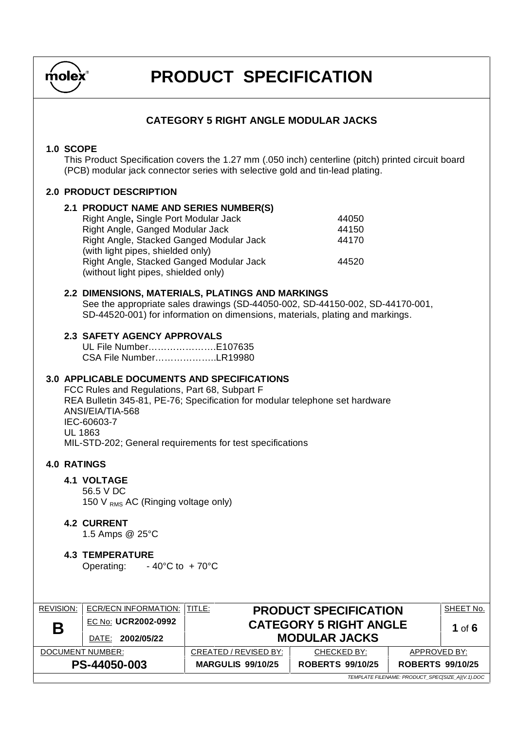# PRODUCT SPECIFICATION

## CATEGORY 5 RIGHT ANGLE MODULAR JACKS

### 1.0 SCOPE

This Product Specification covers the 1.27 mm (.050 inch) centerline (pitch) printed circuit board (PCB) modular jack connector series with selective gold and tin-lead plating.

### 2.0 PRODUCT DESCRIPTION

#### 2.1 PRODUCT NAME AND SERIES NUMBER(S)

| Product Name | Series Number |
|---|---|
| Right Angle**,** Single Port Modular Jack | 44050 |
| Right Angle, Ganged Modular Jack | 44150 |
| Right Angle, Stacked Ganged Modular Jack (with light pipes, shielded only) | 44170 |
| Right Angle, Stacked Ganged Modular Jack (without light pipes, shielded only) | 44520 |

#### 2.2 DIMENSIONS, MATERIALS, PLATINGS AND MARKINGS

See the appropriate sales drawings (SD-44050-002, SD-44150-002, SD-44170-001, SD-44520-001) for information on dimensions, materials, plating and markings.

#### 2.3 SAFETY AGENCY APPROVALS

UL File Number…………………..E107635
CSA File Number………………..LR19980

### 3.0 APPLICABLE DOCUMENTS AND SPECIFICATIONS

FCC Rules and Regulations, Part 68, Subpart F
REA Bulletin 345-81, PE-76; Specification for modular telephone set hardware
ANSI/EIA/TIA-568
IEC-60603-7
UL 1863
MIL-STD-202; General requirements for test specifications

### 4.0 RATINGS

#### 4.1 VOLTAGE

56.5 V DC
150 $V_{RMS}$ AC (Ringing voltage only)

#### 4.2 CURRENT

1.5 Amps @ 25°C

#### 4.3 TEMPERATURE

Operating: - 40°C to + 70°C

| REVISION: | ECR/ECN INFORMATION: | TITLE: | | | SHEET No. |
|---|---|---|---|---|---|
| **B** | EC No: **UCR2002-0992** DATE: **2002/05/22** | **PRODUCT SPECIFICATION CATEGORY 5 RIGHT ANGLE MODULAR JACKS** | | | **1** of **6** |
| DOCUMENT NUMBER: | | CREATED / REVISED BY: | CHECKED BY: | APPROVED BY: | |
| **PS-44050-003** | | **MARGULIS 99/10/25** | **ROBERTS 99/10/25** | **ROBERTS 99/10/25** | |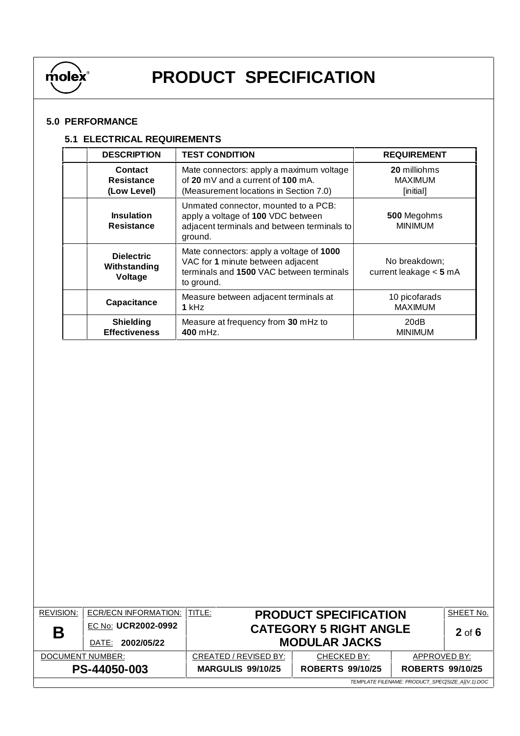## 5.0 PERFORMANCE

### 5.1 ELECTRICAL REQUIREMENTS

| | DESCRIPTION | TEST CONDITION | REQUIREMENT |
|---|---|---|---|
| | **Contact Resistance (Low Level)** | Mate connectors: apply a maximum voltage of **20** mV and a current of **100** mA. (Measurement locations in Section 7.0) | **20** milliohms MAXIMUM [initial] |
| | **Insulation Resistance** | Unmated connector, mounted to a PCB: apply a voltage of **100** VDC between adjacent terminals and between terminals to ground. | **500** Megohms MINIMUM |
| | **Dielectric Withstanding Voltage** | Mate connectors: apply a voltage of **1000** VAC for **1** minute between adjacent terminals and **1500** VAC between terminals to ground. | No breakdown; current leakage < **5** mA |
| | **Capacitance** | Measure between adjacent terminals at **1** kHz | 10 picofarads MAXIMUM |
| | **Shielding Effectiveness** | Measure at frequency from **30** mHz to **400** mHz. | 20dB MINIMUM |

| REVISION: | ECR/ECN INFORMATION: | TITLE: | | | SHEET No. |
|---|---|---|---|---|---|
| **B** | EC No: **UCR2002-0992** DATE: **2002/05/22** | **PRODUCT SPECIFICATION CATEGORY 5 RIGHT ANGLE MODULAR JACKS** | | | **2** of **6** |
| DOCUMENT NUMBER: | | CREATED / REVISED BY: | CHECKED BY: | APPROVED BY: | |
| **PS-44050-003** | | **MARGULIS 99/10/25** | **ROBERTS 99/10/25** | **ROBERTS 99/10/25** | |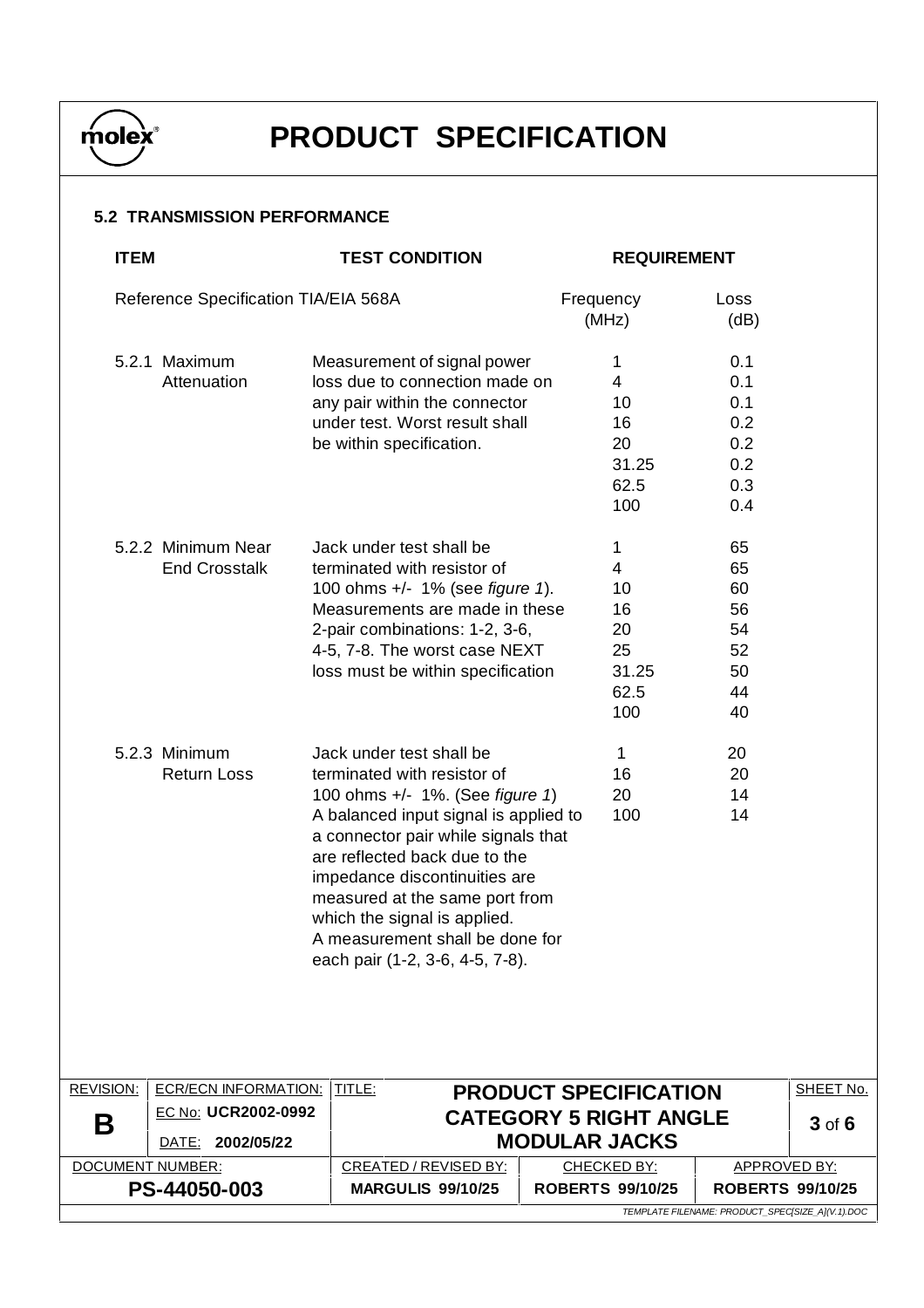## 5.2 TRANSMISSION PERFORMANCE

| ITEM | TEST CONDITION | REQUIREMENT | |
|---|---|---|---|
| Reference Specification TIA/EIA 568A | | Frequency (MHz) | Loss (dB) |
| 5.2.1 Maximum Attenuation | Measurement of signal power loss due to connection made on any pair within the connector under test. Worst result shall be within specification. | 1 | 0.1 |
| | | 4 | 0.1 |
| | | 10 | 0.1 |
| | | 16 | 0.2 |
| | | 20 | 0.2 |
| | | 31.25 | 0.2 |
| | | 62.5 | 0.3 |
| | | 100 | 0.4 |
| 5.2.2 Minimum Near End Crosstalk | Jack under test shall be terminated with resistor of 100 ohms +/- 1% (see *figure 1*). Measurements are made in these 2-pair combinations: 1-2, 3-6, 4-5, 7-8. The worst case NEXT loss must be within specification | 1 | 65 |
| | | 4 | 65 |
| | | 10 | 60 |
| | | 16 | 56 |
| | | 20 | 54 |
| | | 25 | 52 |
| | | 31.25 | 50 |
| | | 62.5 | 44 |
| | | 100 | 40 |
| 5.2.3 Minimum Return Loss | Jack under test shall be terminated with resistor of 100 ohms +/- 1%. (See *figure 1*) A balanced input signal is applied to a connector pair while signals that are reflected back due to the impedance discontinuities are measured at the same port from which the signal is applied. A measurement shall be done for each pair (1-2, 3-6, 4-5, 7-8). | 1 | 20 |
| | | 16 | 20 |
| | | 20 | 14 |
| | | 100 | 14 |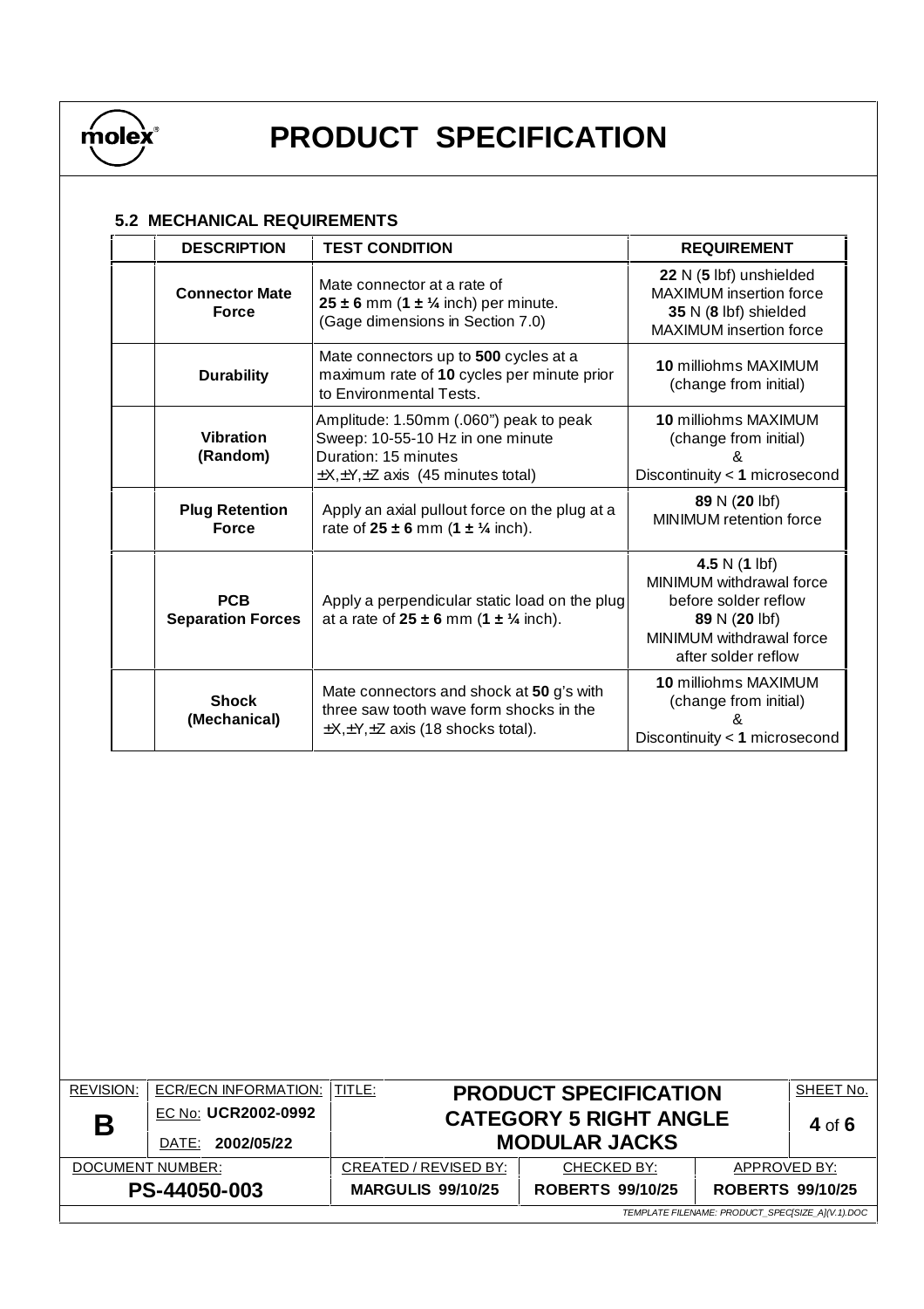### 5.2 MECHANICAL REQUIREMENTS

| | DESCRIPTION | TEST CONDITION | REQUIREMENT |
|---|---|---|---|
| | **Connector Mate Force** | Mate connector at a rate of **25 ± 6** mm (**1 ± ¼** inch) per minute. (Gage dimensions in Section 7.0) | **22** N (**5** lbf) unshielded MAXIMUM insertion force **35** N (**8** lbf) shielded MAXIMUM insertion force |
| | **Durability** | Mate connectors up to **500** cycles at a maximum rate of **10** cycles per minute prior to Environmental Tests. | **10** milliohms MAXIMUM (change from initial) |
| | **Vibration (Random)** | Amplitude: 1.50mm (.060") peak to peak Sweep: 10-55-10 Hz in one minute Duration: 15 minutes ±X,±Y,±Z axis (45 minutes total) | **10** milliohms MAXIMUM (change from initial) & Discontinuity < **1** microsecond |
| | **Plug Retention Force** | Apply an axial pullout force on the plug at a rate of **25 ± 6** mm (**1 ± ¼** inch). | **89** N (**20** lbf) MINIMUM retention force |
| | **PCB Separation Forces** | Apply a perpendicular static load on the plug at a rate of **25 ± 6** mm (**1 ± ¼** inch). | **4.5** N (**1** lbf) MINIMUM withdrawal force before solder reflow **89** N (**20** lbf) MINIMUM withdrawal force after solder reflow |
| | **Shock (Mechanical)** | Mate connectors and shock at **50** g's with three saw tooth wave form shocks in the ±X,±Y,±Z axis (18 shocks total). | **10** milliohms MAXIMUM (change from initial) & Discontinuity < **1** microsecond |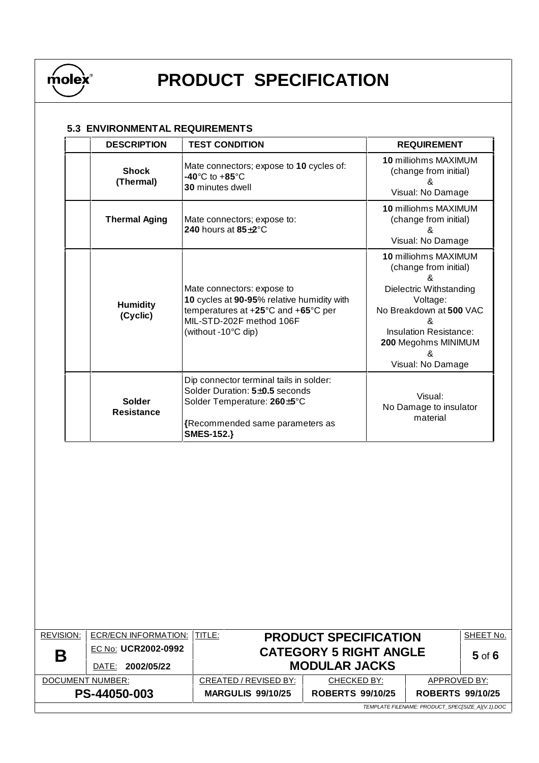### 5.3 ENVIRONMENTAL REQUIREMENTS

| | DESCRIPTION | TEST CONDITION | REQUIREMENT |
|---|---|---|---|
| | **Shock (Thermal)** | Mate connectors; expose to **10** cycles of: **-40**°C to +**85**°C **30** minutes dwell | **10** milliohms MAXIMUM (change from initial) & Visual: No Damage |
| | **Thermal Aging** | Mate connectors; expose to: **240** hours at **85±2**°C | **10** milliohms MAXIMUM (change from initial) & Visual: No Damage |
| | **Humidity (Cyclic)** | Mate connectors: expose to **10** cycles at **90-95**% relative humidity with temperatures at +**25**°C and +**65**°C per MIL-STD-202F method 106F (without -10°C dip) | **10** milliohms MAXIMUM (change from initial) & Dielectric Withstanding Voltage: No Breakdown at **500** VAC & Insulation Resistance: **200** Megohms MINIMUM & Visual: No Damage |
| | **Solder Resistance** | Dip connector terminal tails in solder: Solder Duration: **5±0.5** seconds Solder Temperature: **260±5**°C **{**Recommended same parameters as **SMES-152.}** | Visual: No Damage to insulator material |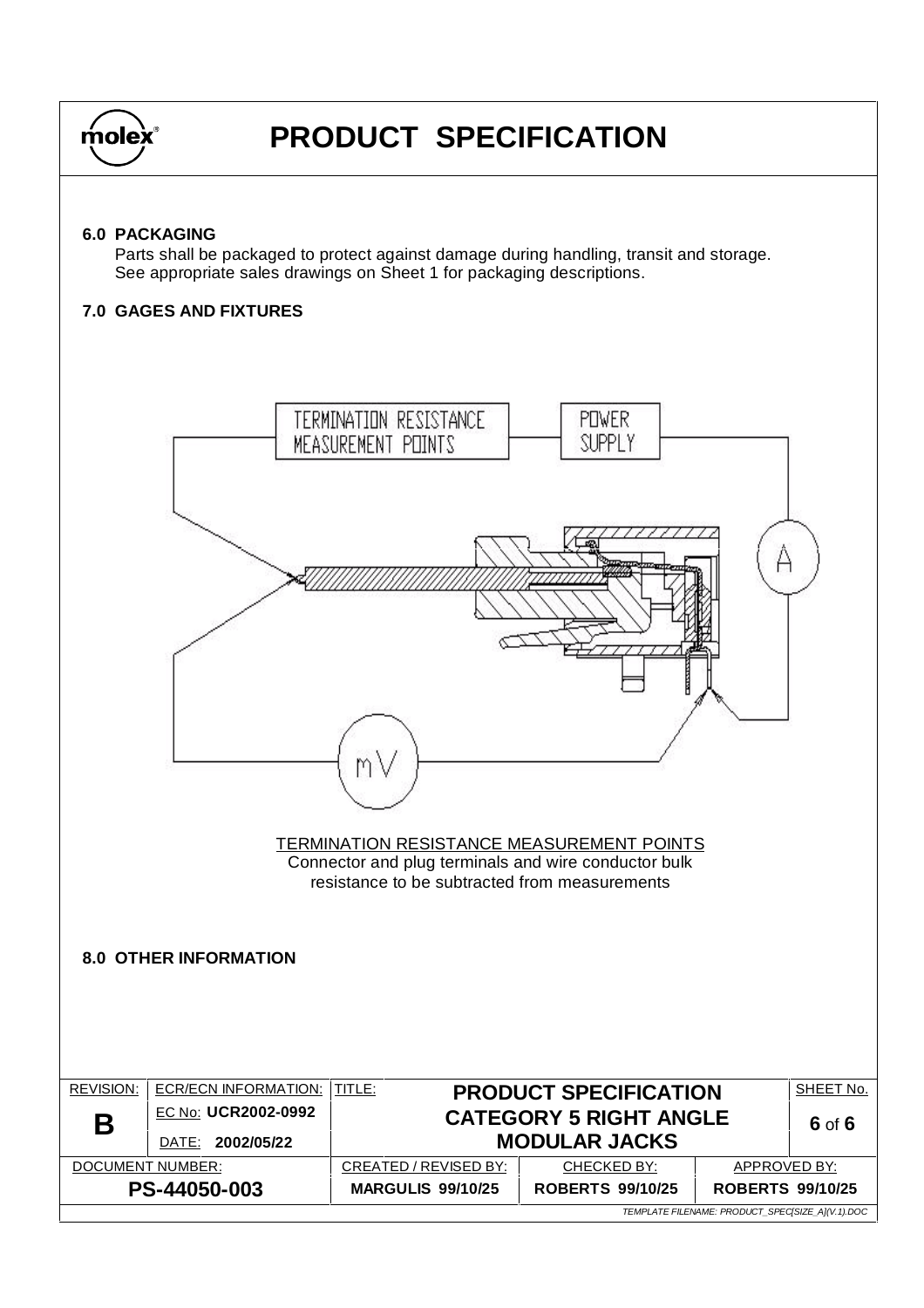## 6.0 PACKAGING

Parts shall be packaged to protect against damage during handling, transit and storage. See appropriate sales drawings on Sheet 1 for packaging descriptions.

## 7.0 GAGES AND FIXTURES

TERMINATION RESISTANCE MEASUREMENT POINTS

POWER SUPPLY

A

mV

TERMINATION RESISTANCE MEASUREMENT POINTS
Connector and plug terminals and wire conductor bulk resistance to be subtracted from measurements

## 8.0 OTHER INFORMATION

| REVISION: | ECR/ECN INFORMATION: | TITLE: | | | SHEET No. |
|---|---|---|---|---|---|
| **B** | EC No: **UCR2002-0992** DATE: **2002/05/22** | **PRODUCT SPECIFICATION CATEGORY 5 RIGHT ANGLE MODULAR JACKS** | | | **6** of **6** |
| DOCUMENT NUMBER: | | CREATED / REVISED BY: | CHECKED BY: | APPROVED BY: | |
| **PS-44050-003** | | **MARGULIS 99/10/25** | **ROBERTS 99/10/25** | **ROBERTS 99/10/25** | |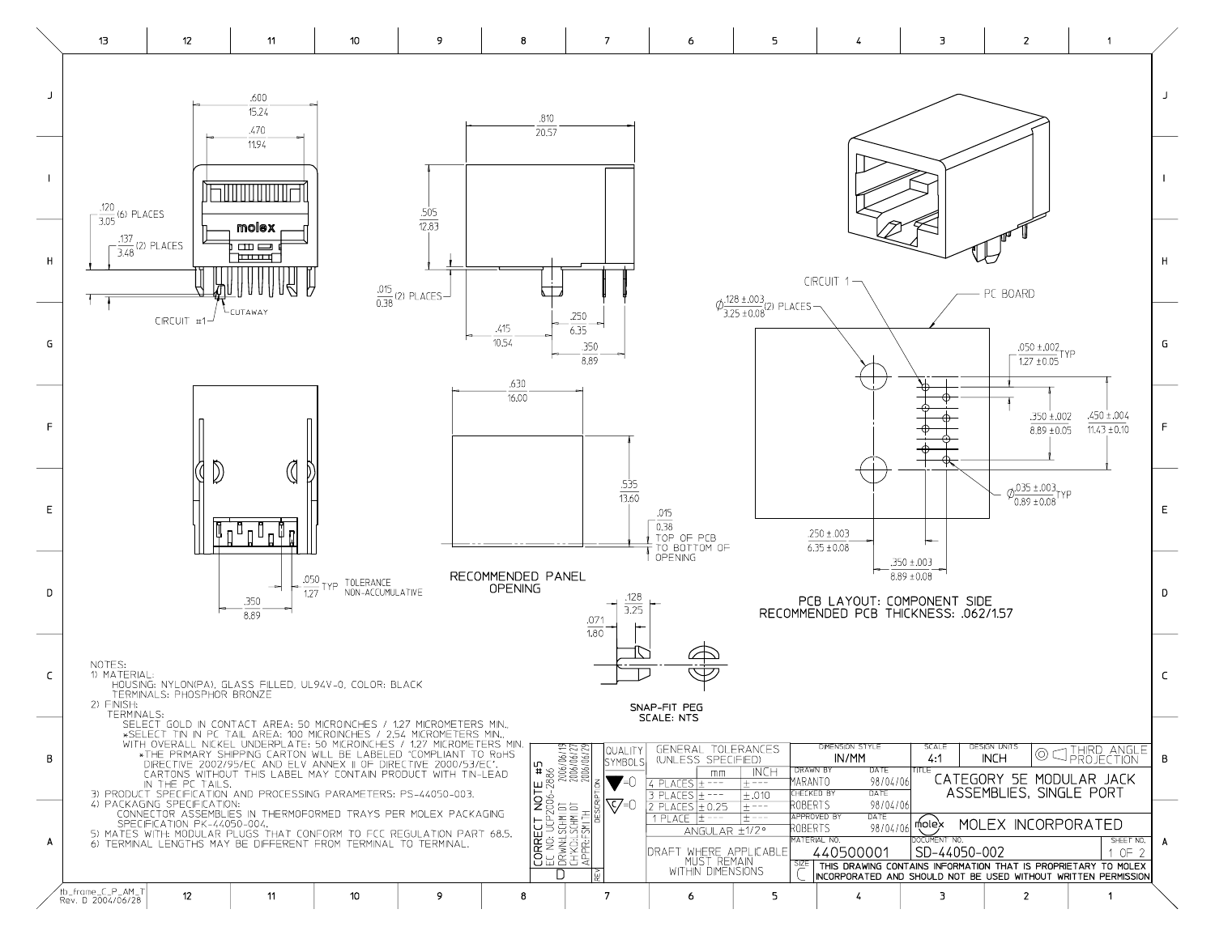.600
15.24

.470
11.94

.120
3.05 (6) PLACES

.137
3.48 (2) PLACES

CIRCUIT #1 — CUTAWAY

.810
20.57

.505
12.83

.015
0.38 (2) PLACES

.415
10.54

.250
6.35

.350
8.89

CIRCUIT 1

PC BOARD

Ø .128 ±.003 / 3.25 ±0.08 (2) PLACES

.050 ±.002 / 1.27 ±0.05 TYP

.350 ±.002 / 8.89 ±0.05

.450 ±.004 / 11.43 ±0.10

Ø .035 ±.003 / 0.89 ±0.08 TYP

.250 ±.003 / 6.35 ±0.08

.350 ±.003 / 8.89 ±0.08

PCB LAYOUT: COMPONENT SIDE
RECOMMENDED PCB THICKNESS: .062/1.57

.630
16.00

.535
13.60

.015
0.38
TOP OF PCB TO BOTTOM OF OPENING

RECOMMENDED PANEL OPENING

.050
1.27 TYP TOLERANCE NON-ACCUMULATIVE

.350
8.89

.128
3.25

.071
1.80

SNAP-FIT PEG
SCALE: NTS

NOTES:
1) MATERIAL:
   HOUSING: NYLON(PA), GLASS FILLED, UL94V-0, COLOR: BLACK
   TERMINALS: PHOSPHOR BRONZE
2) FINISH:
   TERMINALS:
   SELECT GOLD IN CONTACT AREA: 50 MICROINCHES / 1.27 MICROMETERS MIN.
   *SELECT TIN IN PC TAIL AREA: 100 MICROINCHES / 2.54 MICROMETERS MIN.
   WITH OVERALL NICKEL UNDERPLATE: 50 MICROINCHES / 1.27 MICROMETERS MIN.
   *THE PRIMARY SHIPPING CARTON WILL BE LABELED "COMPLIANT TO RoHS DIRECTIVE 2002/95/EC AND ELV ANNEX II OF DIRECTIVE 2000/53/EC". CARTONS WITHOUT THIS LABEL MAY CONTAIN PRODUCT WITH TIN-LEAD IN THE PC TAILS.
3) PRODUCT SPECIFICATION AND PROCESSING PARAMETERS: PS-44050-003.
4) PACKAGING SPECIFICATION:
   CONNECTOR ASSEMBLIES IN THERMOFORMED TRAYS PER MOLEX PACKAGING SPECIFICATION PK-44050-004.
5) MATES WITH: MODULAR PLUGS THAT CONFORM TO FCC REGULATION PART 68.5.
6) TERMINAL LENGTHS MAY BE DIFFERENT FROM TERMINAL TO TERMINAL.

REV D — CORRECT NOTE #5 — EC NO: UCP2006-2886 — DRWN: LSCHMIDT 2006/06/19 — CHK'D: LSCHMIDT 2006/06/27 — APPR: FSMITH 2006/06/29

| GENERAL TOLERANCES (UNLESS SPECIFIED) | mm | INCH |
|---|---|---|
| 4 PLACES | ± --- | ± --- |
| 3 PLACES | ± --- | ± .010 |
| 2 PLACES | ± 0.25 | ± --- |
| 1 PLACE | ± --- | ± --- |
| ANGULAR ±1/2° | | |

DRAFT WHERE APPLICABLE MUST REMAIN WITHIN DIMENSIONS

| DIMENSION STYLE | SCALE | DESIGN UNITS | THIRD ANGLE PROJECTION |
|---|---|---|---|
| IN/MM | 4:1 | INCH | |

| | NAME | DATE |
|---|---|---|
| DRAWN BY | MARANTO | 98/04/06 |
| CHECKED BY | ROBERTS | 98/04/06 |
| APPROVED BY | ROBERTS | 98/04/06 |

TITLE: CATEGORY 5E MODULAR JACK ASSEMBLIES, SINGLE PORT

MOLEX INCORPORATED

MATERIAL NO.: 440500001
DOCUMENT NO.: SD-44050-002
SHEET NO.: 1 OF 2
SIZE: C

THIS DRAWING CONTAINS INFORMATION THAT IS PROPRIETARY TO MOLEX INCORPORATED AND SHOULD NOT BE USED WITHOUT WRITTEN PERMISSION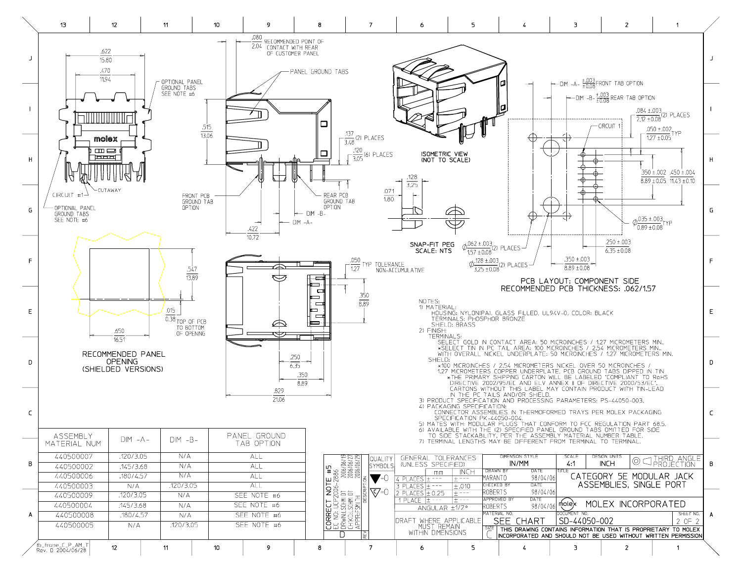# CATEGORY 5E MODULAR JACK ASSEMBLIES, SINGLE PORT

.622
15.80
.470
11.94

OPTIONAL PANEL GROUND TABS SEE NOTE #6

CIRCUIT #1
CUTAWAY
OPTIONAL PANEL GROUND TABS SEE NOTE #6

.080
2.04 RECOMMENDED POINT OF CONTACT WITH REAR OF CUSTOMER PANEL

PANEL GROUND TABS

.515
13.06

.137
3.48 (2) PLACES

.120
3.05 (6) PLACES

FRONT PCB GROUND TAB OPTION
REAR PCB GROUND TAB OPTION
DIM -B-
DIM -A-

.422
10.72

ISOMETRIC VIEW (NOT TO SCALE)

.128
3.25
.071
1.80

SNAP-FIT PEG SCALE: NTS

DIM -A- $\pm.003$ / $\pm0.08$ FRONT TAB OPTION
DIM -B- $\pm.003$ / $\pm0.08$ REAR TAB OPTION

.084 ±.003 / 2.12 ±0.08 (2) PLACES
CIRCUIT 1
.050 ±.002 / 1.27 ±0.05 TYP
.350 ±.002 / 8.89 ±0.05
.450 ±.004 / 11.43 ±0.10
Ø.035 ±.003 / 0.89 ±0.08 TYP
.250 ±.003 / 6.35 ±0.08
Ø.062 ±.003 / 1.57 ±0.08 (2) PLACES
Ø.128 ±.003 / 3.25 ±0.08 (2) PLACES
.350 ±.003 / 8.89 ±0.08

PCB LAYOUT: COMPONENT SIDE
RECOMMENDED PCB THICKNESS: .062/1.57

.547
13.89
.015
0.38 TOP OF PCB TO BOTTOM OF OPENING
.650
16.51

RECOMMENDED PANEL OPENING (SHIELDED VERSIONS)

.050
1.27 TYP TOLERANCE NON-ACCUMULATIVE

.350
8.89
.250
6.35
.350
8.89
.829
21.06

NOTES:
1) MATERIAL:
   HOUSING: NYLON(PA), GLASS FILLED, UL94V-0, COLOR: BLACK
   TERMINALS: PHOSPHOR BRONZE
   SHIELD: BRASS
2) FINISH:
   TERMINALS:
   SELECT GOLD IN CONTACT AREA: 50 MICROINCHES / 1.27 MICROMETERS MIN.,
   *SELECT TIN IN PC TAIL AREA: 100 MICROINCHES / 2.54 MICROMETERS MIN.,
   WITH OVERALL NICKEL UNDERPLATE: 50 MICROINCHES / 1.27 MICROMETERS MIN.
   SHIELD:
   *100 MICROINCHES / 2.54 MICROMETERS NICKEL OVER 50 MICROINCHES / 1.27 MICROMETERS COPPER UNDERPLATE, PCB GROUND TABS DIPPED IN TIN
   *THE PRIMARY SHIPPING CARTON WILL BE LABELED "COMPLIANT TO RoHS DIRECTIVE 2002/95/EC AND ELV ANNEX II OF DIRECTIVE 2000/53/EC". CARTONS WITHOUT THIS LABEL MAY CONTAIN PRODUCT WITH TIN-LEAD IN THE PC TAILS AND/OR SHIELD.
3) PRODUCT SPECIFICATION AND PROCESSING PARAMETERS: PS-44050-003.
4) PACKAGING SPECIFICATION:
   CONNECTOR ASSEMBLIES IN THERMOFORMED TRAYS PER MOLEX PACKAGING SPECIFICATION PK-44050-004.
5) MATES WITH: MODULAR PLUGS THAT CONFORM TO FCC REGULATION PART 68.5.
6) AVAILABLE WITH THE (2) SPECIFIED PANEL GROUND TABS OMITTED FOR SIDE TO SIDE STACKABILITY. PER THE ASSEMBLY MATERIAL NUMBER TABLE.
7) TERMINAL LENGTHS MAY BE DIFFERENT FROM TERMINAL TO TERMINAL.

| ASSEMBLY MATERIAL NUM | DIM -A- | DIM -B- | PANEL GROUND TAB OPTION |
|---|---|---|---|
| 440500007 | .120/3.05 | N/A | ALL |
| 440500002 | .145/3.68 | N/A | ALL |
| 440500006 | .180/4.57 | N/A | ALL |
| 440500003 | N/A | .120/3.05 | ALL |
| 440500009 | .120/3.05 | N/A | SEE NOTE #6 |
| 440500004 | .145/3.68 | N/A | SEE NOTE #6 |
| 440500008 | .180/4.57 | N/A | SEE NOTE #6 |
| 440500005 | N/A | .120/3.05 | SEE NOTE #6 |

REV D — CORRECT NOTE #5; EC NO: UCP2006-2886; DRWN: LSCHMIDT 2006/06/19; CHK'D: LSCHMIDT 2006/06/27; APPR: FSMITH 2006/06/29

| GENERAL TOLERANCES (UNLESS SPECIFIED) | mm | INCH |
|---|---|---|
| 4 PLACES | ± --- | ± --- |
| 3 PLACES | ± --- | ±.010 |
| 2 PLACES | ±0.25 | ± --- |
| 1 PLACE | ± --- | ± --- |
| ANGULAR ±1/2° | | |

DRAFT WHERE APPLICABLE MUST REMAIN WITHIN DIMENSIONS

DIMENSION STYLE: IN/MM — SCALE: 4:1 — DESIGN UNITS: INCH — THIRD ANGLE PROJECTION

DRAWN BY: MARANTO 98/04/06
CHECKED BY: ROBERTS 98/04/06
APPROVED BY: ROBERTS 98/04/06
MATERIAL NO.: SEE CHART
SIZE: C

TITLE: CATEGORY 5E MODULAR JACK ASSEMBLIES, SINGLE PORT
MOLEX INCORPORATED
DOCUMENT NO.: SD-44050-002
SHEET NO.: 2 OF 2

THIS DRAWING CONTAINS INFORMATION THAT IS PROPRIETARY TO MOLEX INCORPORATED AND SHOULD NOT BE USED WITHOUT WRITTEN PERMISSION

tb_frame_C_P_AM_T Rev. D 2004/06/28